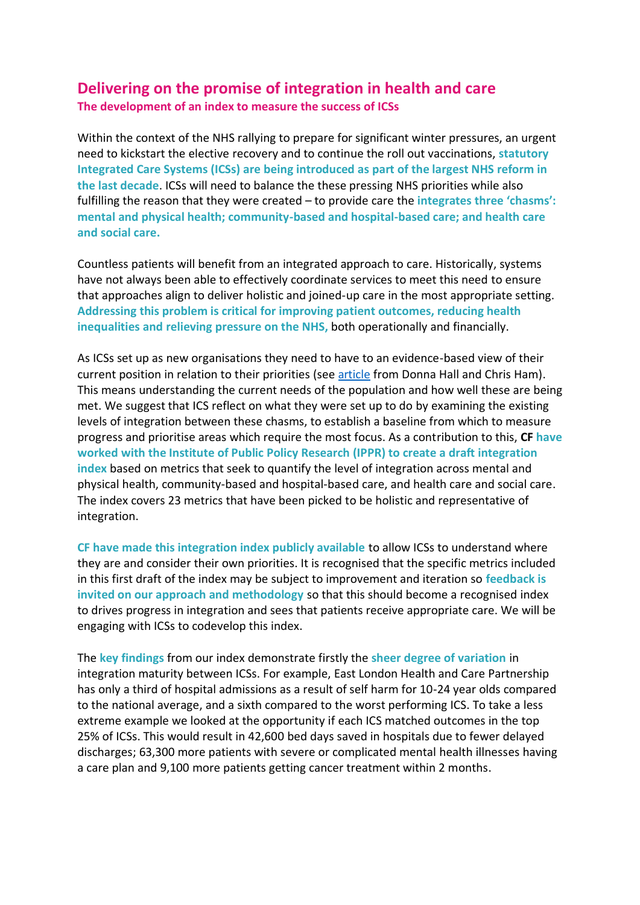# Delivering on the promise of integration in health and care

## The development of an index to measure the success of ICSs

Within the context of the NHS rallying to prepare for significant winter pressures, an urgent need to kickstart the elective recovery and to continue the roll out vaccinations, **statutory Integrated Care Systems (ICSs) are being introduced as part of the largest NHS reform in the last decade**. ICSs will need to balance the these pressing NHS priorities while also fulfilling the reason that they were created – to provide care the **integrates three 'chasms': mental and physical health; community-based and hospital-based care; and health care and social care.**

Countless patients will benefit from an integrated approach to care. Historically, systems have not always been able to effectively coordinate services to meet this need to ensure that approaches align to deliver holistic and joined-up care in the most appropriate setting. **Addressing this problem is critical for improving patient outcomes, reducing health inequalities and relieving pressure on the NHS,** both operationally and financially.

As ICSs set up as new organisations they need to have to an evidence-based view of their current position in relation to their priorities (see article from Donna Hall and Chris Ham). This means understanding the current needs of the population and how well these are being met. We suggest that ICS reflect on what they were set up to do by examining the existing levels of integration between these chasms, to establish a baseline from which to measure progress and prioritise areas which require the most focus. As a contribution to this, **CF have worked with the Institute of Public Policy Research (IPPR) to create a draft integration index** based on metrics that seek to quantify the level of integration across mental and physical health, community-based and hospital-based care, and health care and social care. The index covers 23 metrics that have been picked to be holistic and representative of integration.

**CF have made this integration index publicly available** to allow ICSs to understand where they are and consider their own priorities. It is recognised that the specific metrics included in this first draft of the index may be subject to improvement and iteration so **feedback is invited on our approach and methodology** so that this should become a recognised index to drives progress in integration and sees that patients receive appropriate care. We will be engaging with ICSs to codevelop this index.

The **key findings** from our index demonstrate firstly the **sheer degree of variation** in integration maturity between ICSs. For example, East London Health and Care Partnership has only a third of hospital admissions as a result of self harm for 10-24 year olds compared to the national average, and a sixth compared to the worst performing ICS. To take a less extreme example we looked at the opportunity if each ICS matched outcomes in the top 25% of ICSs. This would result in 42,600 bed days saved in hospitals due to fewer delayed discharges; 63,300 more patients with severe or complicated mental health illnesses having a care plan and 9,100 more patients getting cancer treatment within 2 months.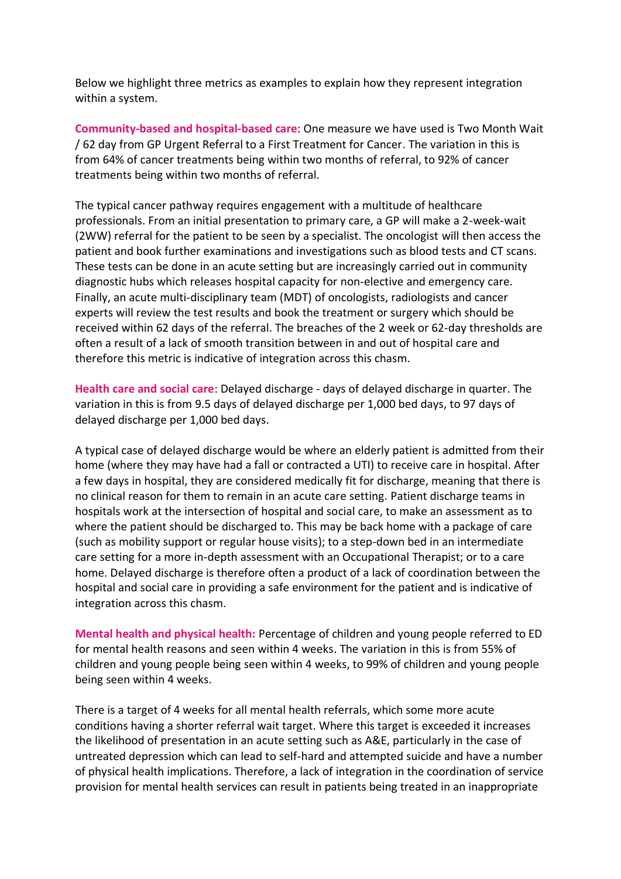Below we highlight three metrics as examples to explain how they represent integration within a system.

**Community-based and hospital-based care**: One measure we have used is Two Month Wait / 62 day from GP Urgent Referral to a First Treatment for Cancer. The variation in this is from 64% of cancer treatments being within two months of referral, to 92% of cancer treatments being within two months of referral.

The typical cancer pathway requires engagement with a multitude of healthcare professionals. From an initial presentation to primary care, a GP will make a 2-week-wait (2WW) referral for the patient to be seen by a specialist. The oncologist will then access the patient and book further examinations and investigations such as blood tests and CT scans. These tests can be done in an acute setting but are increasingly carried out in community diagnostic hubs which releases hospital capacity for non-elective and emergency care. Finally, an acute multi-disciplinary team (MDT) of oncologists, radiologists and cancer experts will review the test results and book the treatment or surgery which should be received within 62 days of the referral. The breaches of the 2 week or 62-day thresholds are often a result of a lack of smooth transition between in and out of hospital care and therefore this metric is indicative of integration across this chasm.

**Health care and social care**: Delayed discharge - days of delayed discharge in quarter. The variation in this is from 9.5 days of delayed discharge per 1,000 bed days, to 97 days of delayed discharge per 1,000 bed days.

A typical case of delayed discharge would be where an elderly patient is admitted from their home (where they may have had a fall or contracted a UTI) to receive care in hospital. After a few days in hospital, they are considered medically fit for discharge, meaning that there is no clinical reason for them to remain in an acute care setting. Patient discharge teams in hospitals work at the intersection of hospital and social care, to make an assessment as to where the patient should be discharged to. This may be back home with a package of care (such as mobility support or regular house visits); to a step-down bed in an intermediate care setting for a more in-depth assessment with an Occupational Therapist; or to a care home. Delayed discharge is therefore often a product of a lack of coordination between the hospital and social care in providing a safe environment for the patient and is indicative of integration across this chasm.

**Mental health and physical health:** Percentage of children and young people referred to ED for mental health reasons and seen within 4 weeks. The variation in this is from 55% of children and young people being seen within 4 weeks, to 99% of children and young people being seen within 4 weeks.

There is a target of 4 weeks for all mental health referrals, which some more acute conditions having a shorter referral wait target. Where this target is exceeded it increases the likelihood of presentation in an acute setting such as A&E, particularly in the case of untreated depression which can lead to self-hard and attempted suicide and have a number of physical health implications. Therefore, a lack of integration in the coordination of service provision for mental health services can result in patients being treated in an inappropriate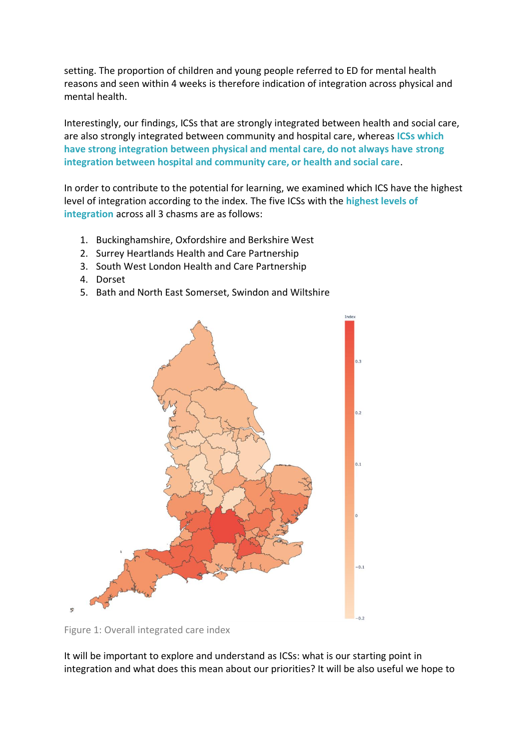setting. The proportion of children and young people referred to ED for mental health reasons and seen within 4 weeks is therefore indication of integration across physical and mental health.

Interestingly, our findings, ICSs that are strongly integrated between health and social care, are also strongly integrated between community and hospital care, whereas **ICSs which have strong integration between physical and mental care, do not always have strong integration between hospital and community care, or health and social care**.

In order to contribute to the potential for learning, we examined which ICS have the highest level of integration according to the index. The five ICSs with the **highest levels of integration** across all 3 chasms are as follows:

1. Buckinghamshire, Oxfordshire and Berkshire West
2. Surrey Heartlands Health and Care Partnership
3. South West London Health and Care Partnership
4. Dorset
5. Bath and North East Somerset, Swindon and Wiltshire

Figure 1: Overall integrated care index

It will be important to explore and understand as ICSs: what is our starting point in integration and what does this mean about our priorities? It will be also useful we hope to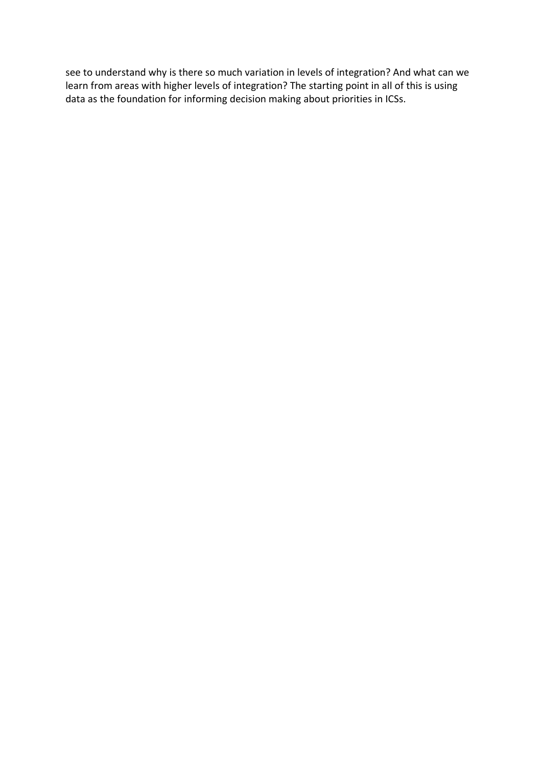see to understand why is there so much variation in levels of integration? And what can we learn from areas with higher levels of integration? The starting point in all of this is using data as the foundation for informing decision making about priorities in ICSs.